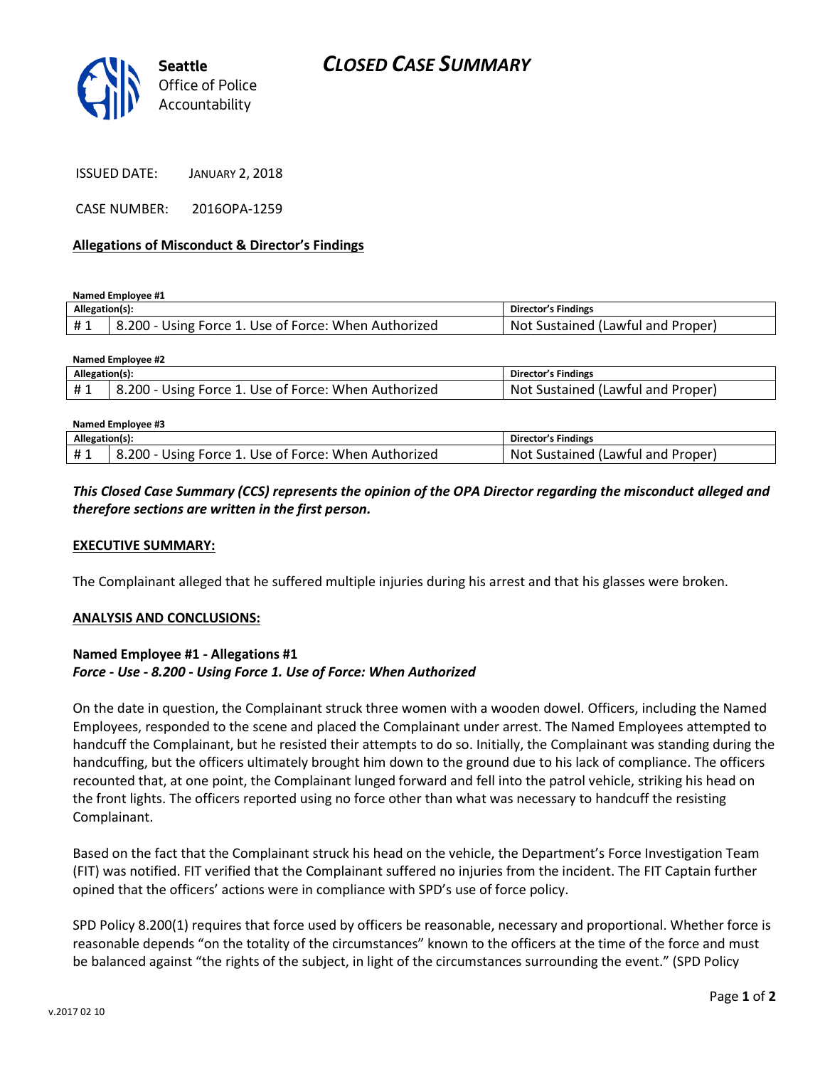Seattle Office of Police Accountability

# CLOSED CASE SUMMARY

ISSUED DATE: JANUARY 2, 2018

CASE NUMBER: 2016OPA-1259

## Allegations of Misconduct & Director's Findings

**Named Employee #1**

| Allegation(s): | | Director's Findings |
|---|---|---|
| # 1 | 8.200 - Using Force 1. Use of Force: When Authorized | Not Sustained (Lawful and Proper) |

**Named Employee #2**

| Allegation(s): | | Director's Findings |
|---|---|---|
| # 1 | 8.200 - Using Force 1. Use of Force: When Authorized | Not Sustained (Lawful and Proper) |

**Named Employee #3**

| Allegation(s): | | Director's Findings |
|---|---|---|
| # 1 | 8.200 - Using Force 1. Use of Force: When Authorized | Not Sustained (Lawful and Proper) |

***This Closed Case Summary (CCS) represents the opinion of the OPA Director regarding the misconduct alleged and therefore sections are written in the first person.***

**EXECUTIVE SUMMARY:**

The Complainant alleged that he suffered multiple injuries during his arrest and that his glasses were broken.

**ANALYSIS AND CONCLUSIONS:**

**Named Employee #1 - Allegations #1**
***Force - Use - 8.200 - Using Force 1. Use of Force: When Authorized***

On the date in question, the Complainant struck three women with a wooden dowel. Officers, including the Named Employees, responded to the scene and placed the Complainant under arrest. The Named Employees attempted to handcuff the Complainant, but he resisted their attempts to do so. Initially, the Complainant was standing during the handcuffing, but the officers ultimately brought him down to the ground due to his lack of compliance. The officers recounted that, at one point, the Complainant lunged forward and fell into the patrol vehicle, striking his head on the front lights. The officers reported using no force other than what was necessary to handcuff the resisting Complainant.

Based on the fact that the Complainant struck his head on the vehicle, the Department's Force Investigation Team (FIT) was notified. FIT verified that the Complainant suffered no injuries from the incident. The FIT Captain further opined that the officers' actions were in compliance with SPD's use of force policy.

SPD Policy 8.200(1) requires that force used by officers be reasonable, necessary and proportional. Whether force is reasonable depends "on the totality of the circumstances" known to the officers at the time of the force and must be balanced against "the rights of the subject, in light of the circumstances surrounding the event." (SPD Policy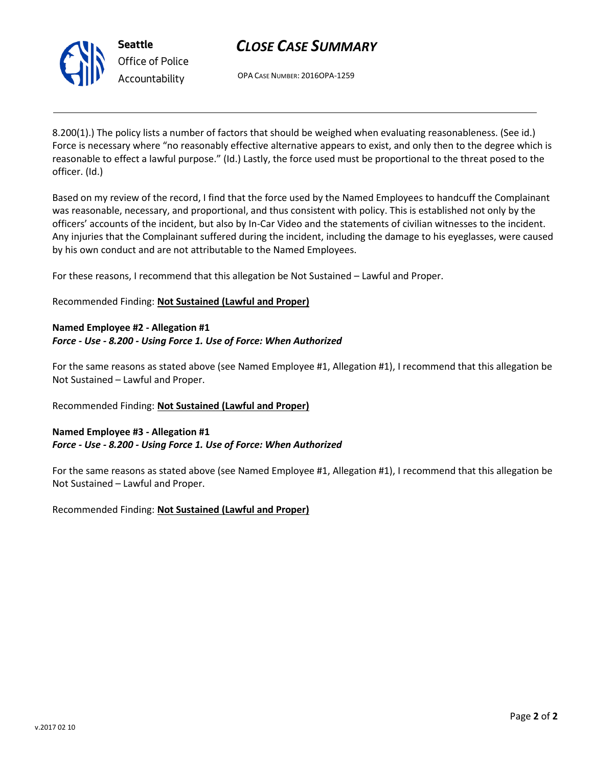8.200(1).) The policy lists a number of factors that should be weighed when evaluating reasonableness. (See id.) Force is necessary where "no reasonably effective alternative appears to exist, and only then to the degree which is reasonable to effect a lawful purpose." (Id.) Lastly, the force used must be proportional to the threat posed to the officer. (Id.)

Based on my review of the record, I find that the force used by the Named Employees to handcuff the Complainant was reasonable, necessary, and proportional, and thus consistent with policy. This is established not only by the officers' accounts of the incident, but also by In-Car Video and the statements of civilian witnesses to the incident. Any injuries that the Complainant suffered during the incident, including the damage to his eyeglasses, were caused by his own conduct and are not attributable to the Named Employees.

For these reasons, I recommend that this allegation be Not Sustained – Lawful and Proper.

Recommended Finding: **Not Sustained (Lawful and Proper)**

**Named Employee #2 - Allegation #1**
***Force - Use - 8.200 - Using Force 1. Use of Force: When Authorized***

For the same reasons as stated above (see Named Employee #1, Allegation #1), I recommend that this allegation be Not Sustained – Lawful and Proper.

Recommended Finding: **Not Sustained (Lawful and Proper)**

**Named Employee #3 - Allegation #1**
***Force - Use - 8.200 - Using Force 1. Use of Force: When Authorized***

For the same reasons as stated above (see Named Employee #1, Allegation #1), I recommend that this allegation be Not Sustained – Lawful and Proper.

Recommended Finding: **Not Sustained (Lawful and Proper)**